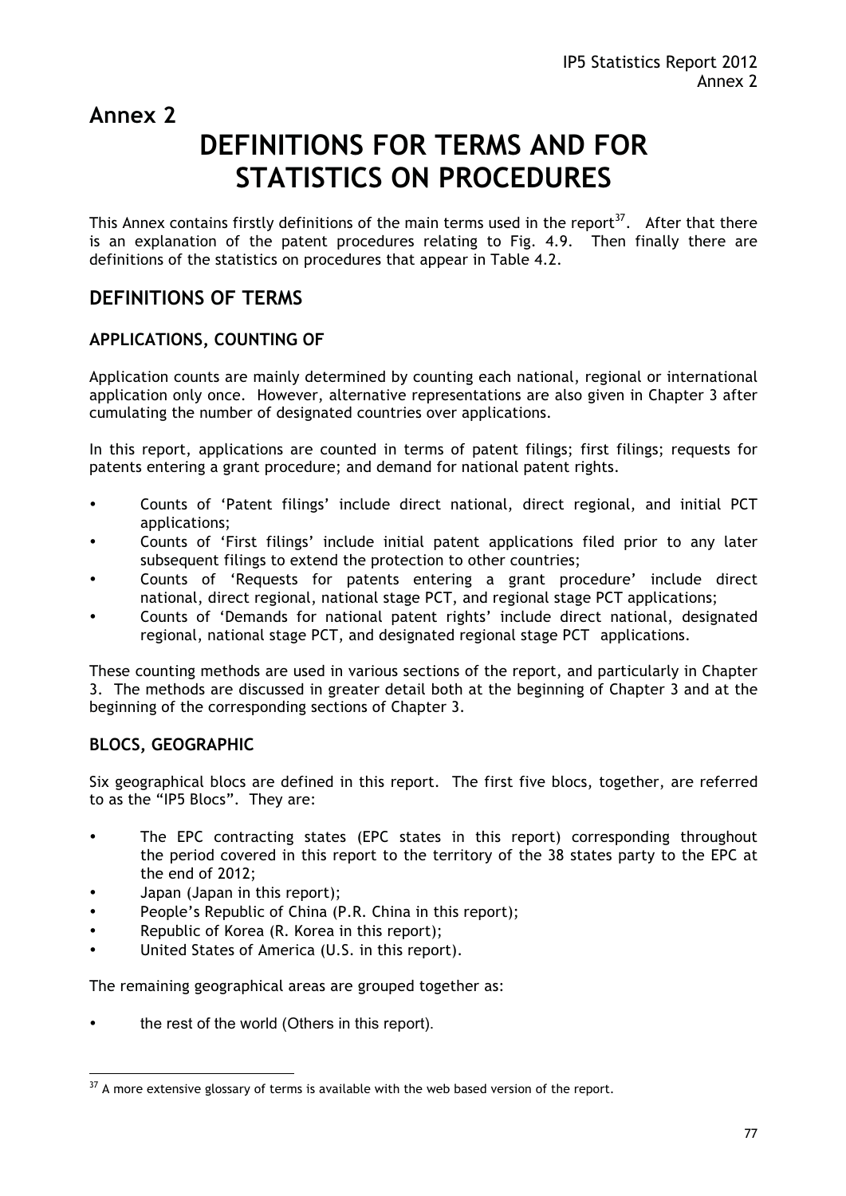# Annex 2

# DEFINITIONS FOR TERMS AND FOR STATISTICS ON PROCEDURES

This Annex contains firstly definitions of the main terms used in the report[37]. After that there is an explanation of the patent procedures relating to Fig. 4.9. Then finally there are definitions of the statistics on procedures that appear in Table 4.2.

## DEFINITIONS OF TERMS

### APPLICATIONS, COUNTING OF

Application counts are mainly determined by counting each national, regional or international application only once. However, alternative representations are also given in Chapter 3 after cumulating the number of designated countries over applications.

In this report, applications are counted in terms of patent filings; first filings; requests for patents entering a grant procedure; and demand for national patent rights.

- Counts of 'Patent filings' include direct national, direct regional, and initial PCT applications;
- Counts of 'First filings' include initial patent applications filed prior to any later subsequent filings to extend the protection to other countries;
- Counts of 'Requests for patents entering a grant procedure' include direct national, direct regional, national stage PCT, and regional stage PCT applications;
- Counts of 'Demands for national patent rights' include direct national, designated regional, national stage PCT, and designated regional stage PCT applications.

These counting methods are used in various sections of the report, and particularly in Chapter 3. The methods are discussed in greater detail both at the beginning of Chapter 3 and at the beginning of the corresponding sections of Chapter 3.

### BLOCS, GEOGRAPHIC

Six geographical blocs are defined in this report. The first five blocs, together, are referred to as the "IP5 Blocs". They are:

- The EPC contracting states (EPC states in this report) corresponding throughout the period covered in this report to the territory of the 38 states party to the EPC at the end of 2012;
- Japan (Japan in this report);
- People's Republic of China (P.R. China in this report);
- Republic of Korea (R. Korea in this report);
- United States of America (U.S. in this report).

The remaining geographical areas are grouped together as:

- the rest of the world (Others in this report).

[37] A more extensive glossary of terms is available with the web based version of the report.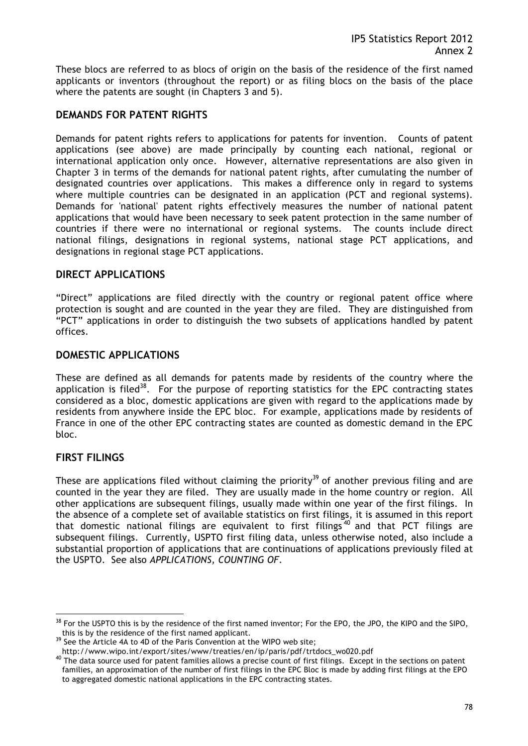These blocs are referred to as blocs of origin on the basis of the residence of the first named applicants or inventors (throughout the report) or as filing blocs on the basis of the place where the patents are sought (in Chapters 3 and 5).

## DEMANDS FOR PATENT RIGHTS

Demands for patent rights refers to applications for patents for invention. Counts of patent applications (see above) are made principally by counting each national, regional or international application only once. However, alternative representations are also given in Chapter 3 in terms of the demands for national patent rights, after cumulating the number of designated countries over applications. This makes a difference only in regard to systems where multiple countries can be designated in an application (PCT and regional systems). Demands for 'national' patent rights effectively measures the number of national patent applications that would have been necessary to seek patent protection in the same number of countries if there were no international or regional systems. The counts include direct national filings, designations in regional systems, national stage PCT applications, and designations in regional stage PCT applications.

## DIRECT APPLICATIONS

"Direct" applications are filed directly with the country or regional patent office where protection is sought and are counted in the year they are filed. They are distinguished from "PCT" applications in order to distinguish the two subsets of applications handled by patent offices.

## DOMESTIC APPLICATIONS

These are defined as all demands for patents made by residents of the country where the application is filed[38]. For the purpose of reporting statistics for the EPC contracting states considered as a bloc, domestic applications are given with regard to the applications made by residents from anywhere inside the EPC bloc. For example, applications made by residents of France in one of the other EPC contracting states are counted as domestic demand in the EPC bloc.

## FIRST FILINGS

These are applications filed without claiming the priority[39] of another previous filing and are counted in the year they are filed. They are usually made in the home country or region. All other applications are subsequent filings, usually made within one year of the first filings. In the absence of a complete set of available statistics on first filings, it is assumed in this report that domestic national filings are equivalent to first filings[40] and that PCT filings are subsequent filings. Currently, USPTO first filing data, unless otherwise noted, also include a substantial proportion of applications that are continuations of applications previously filed at the USPTO. See also *APPLICATIONS, COUNTING OF*.

---

[38] For the USPTO this is by the residence of the first named inventor; For the EPO, the JPO, the KIPO and the SIPO, this is by the residence of the first named applicant.

[39] See the Article 4A to 4D of the Paris Convention at the WIPO web site; http://www.wipo.int/export/sites/www/treaties/en/ip/paris/pdf/trtdocs_wo020.pdf

[40] The data source used for patent families allows a precise count of first filings. Except in the sections on patent families, an approximation of the number of first filings in the EPC Bloc is made by adding first filings at the EPO to aggregated domestic national applications in the EPC contracting states.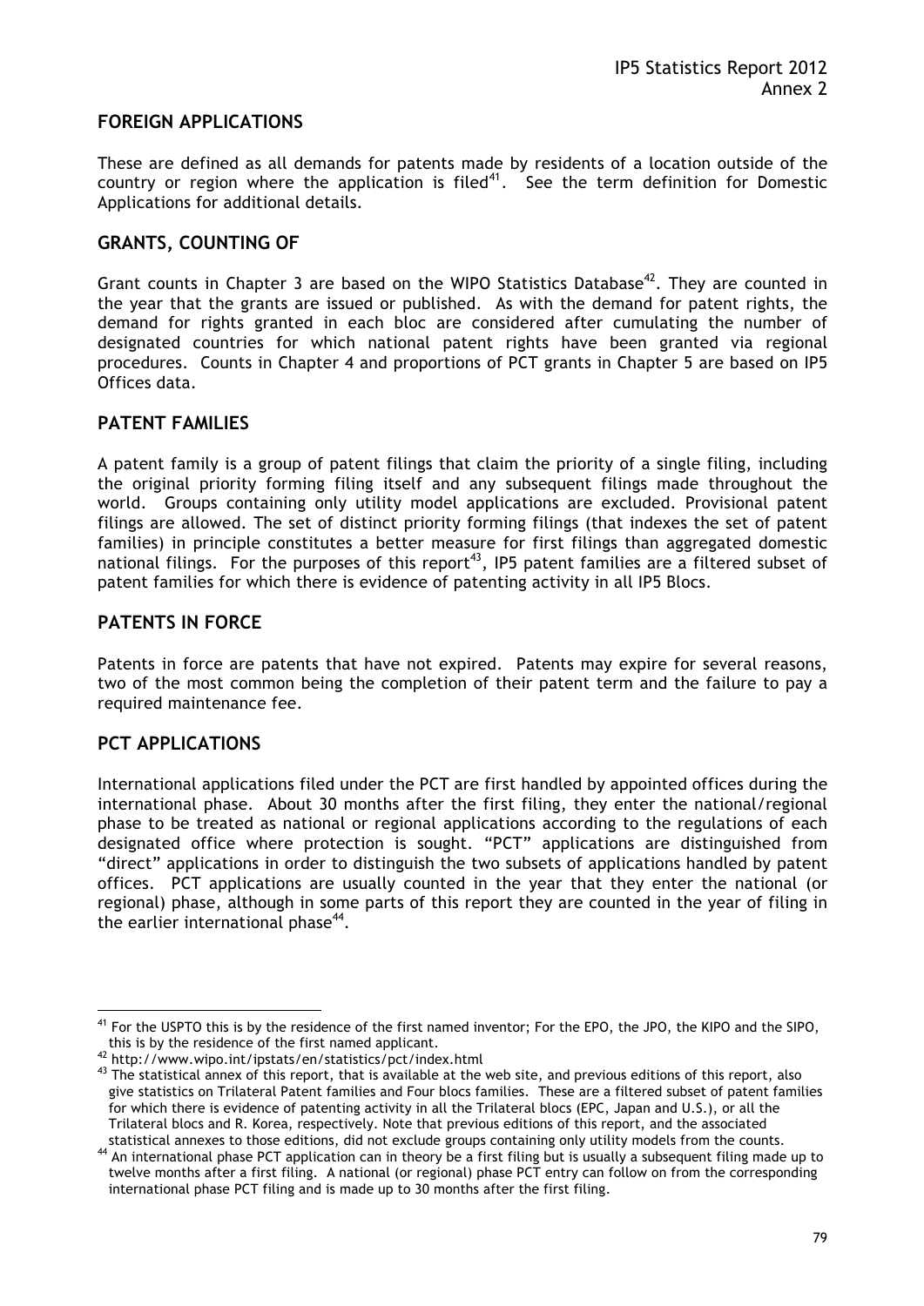## FOREIGN APPLICATIONS

These are defined as all demands for patents made by residents of a location outside of the country or region where the application is filed[41]. See the term definition for Domestic Applications for additional details.

## GRANTS, COUNTING OF

Grant counts in Chapter 3 are based on the WIPO Statistics Database[42]. They are counted in the year that the grants are issued or published. As with the demand for patent rights, the demand for rights granted in each bloc are considered after cumulating the number of designated countries for which national patent rights have been granted via regional procedures. Counts in Chapter 4 and proportions of PCT grants in Chapter 5 are based on IP5 Offices data.

## PATENT FAMILIES

A patent family is a group of patent filings that claim the priority of a single filing, including the original priority forming filing itself and any subsequent filings made throughout the world. Groups containing only utility model applications are excluded. Provisional patent filings are allowed. The set of distinct priority forming filings (that indexes the set of patent families) in principle constitutes a better measure for first filings than aggregated domestic national filings. For the purposes of this report[43], IP5 patent families are a filtered subset of patent families for which there is evidence of patenting activity in all IP5 Blocs.

## PATENTS IN FORCE

Patents in force are patents that have not expired. Patents may expire for several reasons, two of the most common being the completion of their patent term and the failure to pay a required maintenance fee.

## PCT APPLICATIONS

International applications filed under the PCT are first handled by appointed offices during the international phase. About 30 months after the first filing, they enter the national/regional phase to be treated as national or regional applications according to the regulations of each designated office where protection is sought. "PCT" applications are distinguished from "direct" applications in order to distinguish the two subsets of applications handled by patent offices. PCT applications are usually counted in the year that they enter the national (or regional) phase, although in some parts of this report they are counted in the year of filing in the earlier international phase[44].

---

[41] For the USPTO this is by the residence of the first named inventor; For the EPO, the JPO, the KIPO and the SIPO, this is by the residence of the first named applicant.

[42] http://www.wipo.int/ipstats/en/statistics/pct/index.html

[43] The statistical annex of this report, that is available at the web site, and previous editions of this report, also give statistics on Trilateral Patent families and Four blocs families. These are a filtered subset of patent families for which there is evidence of patenting activity in all the Trilateral blocs (EPC, Japan and U.S.), or all the Trilateral blocs and R. Korea, respectively. Note that previous editions of this report, and the associated statistical annexes to those editions, did not exclude groups containing only utility models from the counts.

[44] An international phase PCT application can in theory be a first filing but is usually a subsequent filing made up to twelve months after a first filing. A national (or regional) phase PCT entry can follow on from the corresponding international phase PCT filing and is made up to 30 months after the first filing.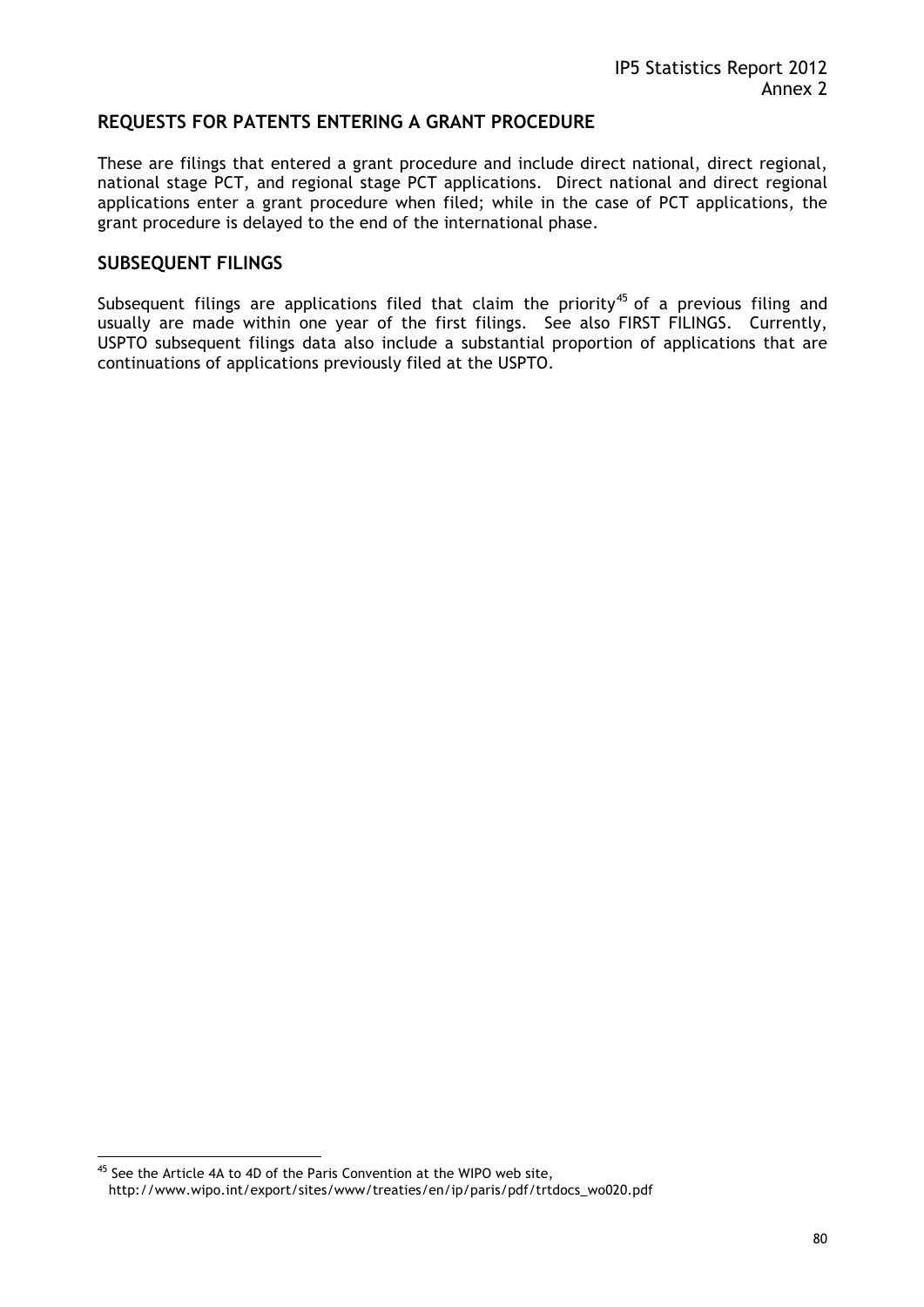## REQUESTS FOR PATENTS ENTERING A GRANT PROCEDURE

These are filings that entered a grant procedure and include direct national, direct regional, national stage PCT, and regional stage PCT applications. Direct national and direct regional applications enter a grant procedure when filed; while in the case of PCT applications, the grant procedure is delayed to the end of the international phase.

## SUBSEQUENT FILINGS

Subsequent filings are applications filed that claim the priority[45] of a previous filing and usually are made within one year of the first filings. See also FIRST FILINGS. Currently, USPTO subsequent filings data also include a substantial proportion of applications that are continuations of applications previously filed at the USPTO.

---

[45] See the Article 4A to 4D of the Paris Convention at the WIPO web site, http://www.wipo.int/export/sites/www/treaties/en/ip/paris/pdf/trtdocs_wo020.pdf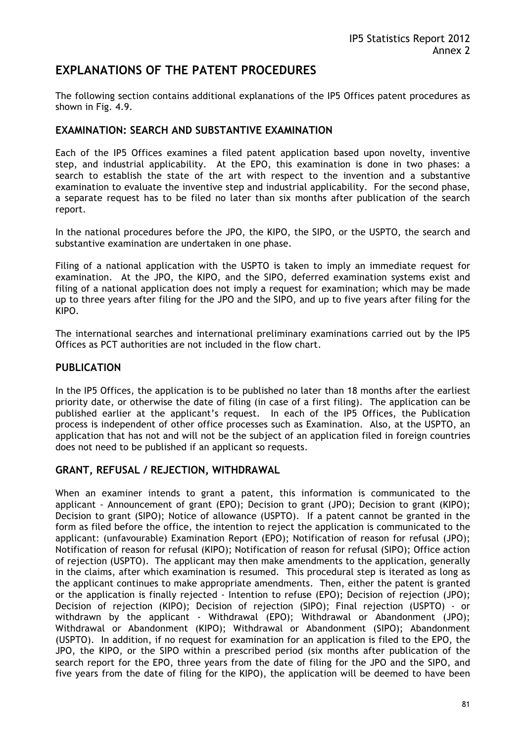# EXPLANATIONS OF THE PATENT PROCEDURES

The following section contains additional explanations of the IP5 Offices patent procedures as shown in Fig. 4.9.

## EXAMINATION: SEARCH AND SUBSTANTIVE EXAMINATION

Each of the IP5 Offices examines a filed patent application based upon novelty, inventive step, and industrial applicability. At the EPO, this examination is done in two phases: a search to establish the state of the art with respect to the invention and a substantive examination to evaluate the inventive step and industrial applicability. For the second phase, a separate request has to be filed no later than six months after publication of the search report.

In the national procedures before the JPO, the KIPO, the SIPO, or the USPTO, the search and substantive examination are undertaken in one phase.

Filing of a national application with the USPTO is taken to imply an immediate request for examination. At the JPO, the KIPO, and the SIPO, deferred examination systems exist and filing of a national application does not imply a request for examination; which may be made up to three years after filing for the JPO and the SIPO, and up to five years after filing for the KIPO.

The international searches and international preliminary examinations carried out by the IP5 Offices as PCT authorities are not included in the flow chart.

## PUBLICATION

In the IP5 Offices, the application is to be published no later than 18 months after the earliest priority date, or otherwise the date of filing (in case of a first filing). The application can be published earlier at the applicant's request. In each of the IP5 Offices, the Publication process is independent of other office processes such as Examination. Also, at the USPTO, an application that has not and will not be the subject of an application filed in foreign countries does not need to be published if an applicant so requests.

## GRANT, REFUSAL / REJECTION, WITHDRAWAL

When an examiner intends to grant a patent, this information is communicated to the applicant - Announcement of grant (EPO); Decision to grant (JPO); Decision to grant (KIPO); Decision to grant (SIPO); Notice of allowance (USPTO). If a patent cannot be granted in the form as filed before the office, the intention to reject the application is communicated to the applicant: (unfavourable) Examination Report (EPO); Notification of reason for refusal (JPO); Notification of reason for refusal (KIPO); Notification of reason for refusal (SIPO); Office action of rejection (USPTO). The applicant may then make amendments to the application, generally in the claims, after which examination is resumed. This procedural step is iterated as long as the applicant continues to make appropriate amendments. Then, either the patent is granted or the application is finally rejected - Intention to refuse (EPO); Decision of rejection (JPO); Decision of rejection (KIPO); Decision of rejection (SIPO); Final rejection (USPTO) - or withdrawn by the applicant - Withdrawal (EPO); Withdrawal or Abandonment (JPO); Withdrawal or Abandonment (KIPO); Withdrawal or Abandonment (SIPO); Abandonment (USPTO). In addition, if no request for examination for an application is filed to the EPO, the JPO, the KIPO, or the SIPO within a prescribed period (six months after publication of the search report for the EPO, three years from the date of filing for the JPO and the SIPO, and five years from the date of filing for the KIPO), the application will be deemed to have been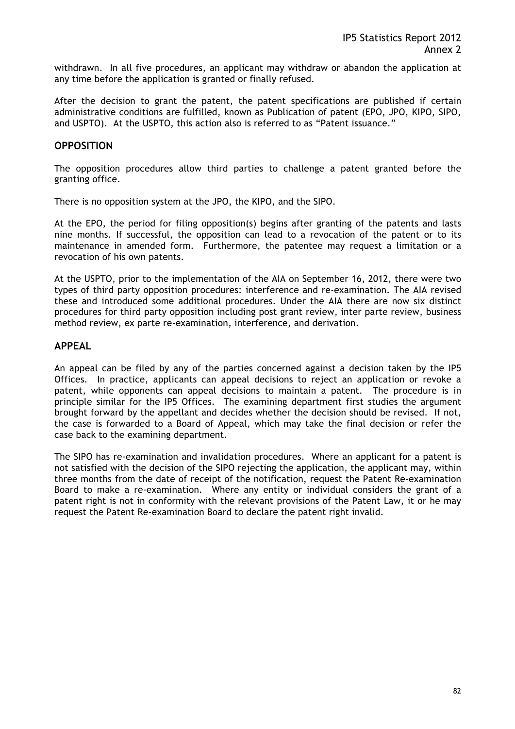withdrawn. In all five procedures, an applicant may withdraw or abandon the application at any time before the application is granted or finally refused.

After the decision to grant the patent, the patent specifications are published if certain administrative conditions are fulfilled, known as Publication of patent (EPO, JPO, KIPO, SIPO, and USPTO). At the USPTO, this action also is referred to as "Patent issuance."

## OPPOSITION

The opposition procedures allow third parties to challenge a patent granted before the granting office.

There is no opposition system at the JPO, the KIPO, and the SIPO.

At the EPO, the period for filing opposition(s) begins after granting of the patents and lasts nine months. If successful, the opposition can lead to a revocation of the patent or to its maintenance in amended form. Furthermore, the patentee may request a limitation or a revocation of his own patents.

At the USPTO, prior to the implementation of the AIA on September 16, 2012, there were two types of third party opposition procedures: interference and re-examination. The AIA revised these and introduced some additional procedures. Under the AIA there are now six distinct procedures for third party opposition including post grant review, inter parte review, business method review, ex parte re-examination, interference, and derivation.

## APPEAL

An appeal can be filed by any of the parties concerned against a decision taken by the IP5 Offices. In practice, applicants can appeal decisions to reject an application or revoke a patent, while opponents can appeal decisions to maintain a patent. The procedure is in principle similar for the IP5 Offices. The examining department first studies the argument brought forward by the appellant and decides whether the decision should be revised. If not, the case is forwarded to a Board of Appeal, which may take the final decision or refer the case back to the examining department.

The SIPO has re-examination and invalidation procedures. Where an applicant for a patent is not satisfied with the decision of the SIPO rejecting the application, the applicant may, within three months from the date of receipt of the notification, request the Patent Re-examination Board to make a re-examination. Where any entity or individual considers the grant of a patent right is not in conformity with the relevant provisions of the Patent Law, it or he may request the Patent Re-examination Board to declare the patent right invalid.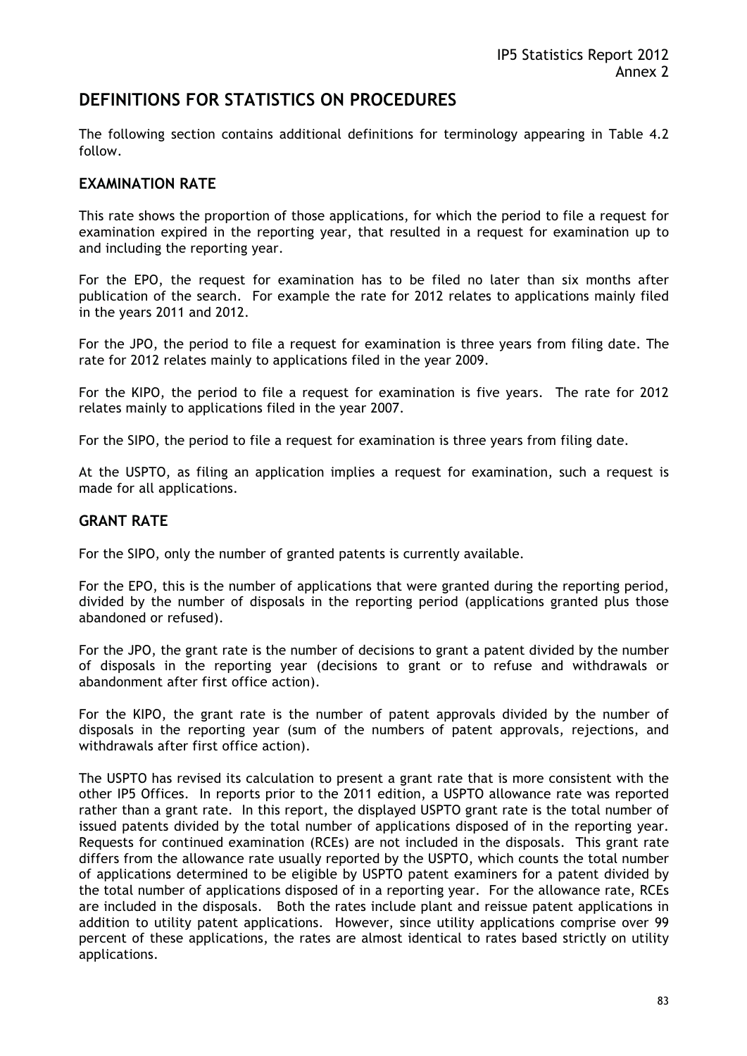# DEFINITIONS FOR STATISTICS ON PROCEDURES

The following section contains additional definitions for terminology appearing in Table 4.2 follow.

## EXAMINATION RATE

This rate shows the proportion of those applications, for which the period to file a request for examination expired in the reporting year, that resulted in a request for examination up to and including the reporting year.

For the EPO, the request for examination has to be filed no later than six months after publication of the search. For example the rate for 2012 relates to applications mainly filed in the years 2011 and 2012.

For the JPO, the period to file a request for examination is three years from filing date. The rate for 2012 relates mainly to applications filed in the year 2009.

For the KIPO, the period to file a request for examination is five years. The rate for 2012 relates mainly to applications filed in the year 2007.

For the SIPO, the period to file a request for examination is three years from filing date.

At the USPTO, as filing an application implies a request for examination, such a request is made for all applications.

## GRANT RATE

For the SIPO, only the number of granted patents is currently available.

For the EPO, this is the number of applications that were granted during the reporting period, divided by the number of disposals in the reporting period (applications granted plus those abandoned or refused).

For the JPO, the grant rate is the number of decisions to grant a patent divided by the number of disposals in the reporting year (decisions to grant or to refuse and withdrawals or abandonment after first office action).

For the KIPO, the grant rate is the number of patent approvals divided by the number of disposals in the reporting year (sum of the numbers of patent approvals, rejections, and withdrawals after first office action).

The USPTO has revised its calculation to present a grant rate that is more consistent with the other IP5 Offices. In reports prior to the 2011 edition, a USPTO allowance rate was reported rather than a grant rate. In this report, the displayed USPTO grant rate is the total number of issued patents divided by the total number of applications disposed of in the reporting year. Requests for continued examination (RCEs) are not included in the disposals. This grant rate differs from the allowance rate usually reported by the USPTO, which counts the total number of applications determined to be eligible by USPTO patent examiners for a patent divided by the total number of applications disposed of in a reporting year. For the allowance rate, RCEs are included in the disposals. Both the rates include plant and reissue patent applications in addition to utility patent applications. However, since utility applications comprise over 99 percent of these applications, the rates are almost identical to rates based strictly on utility applications.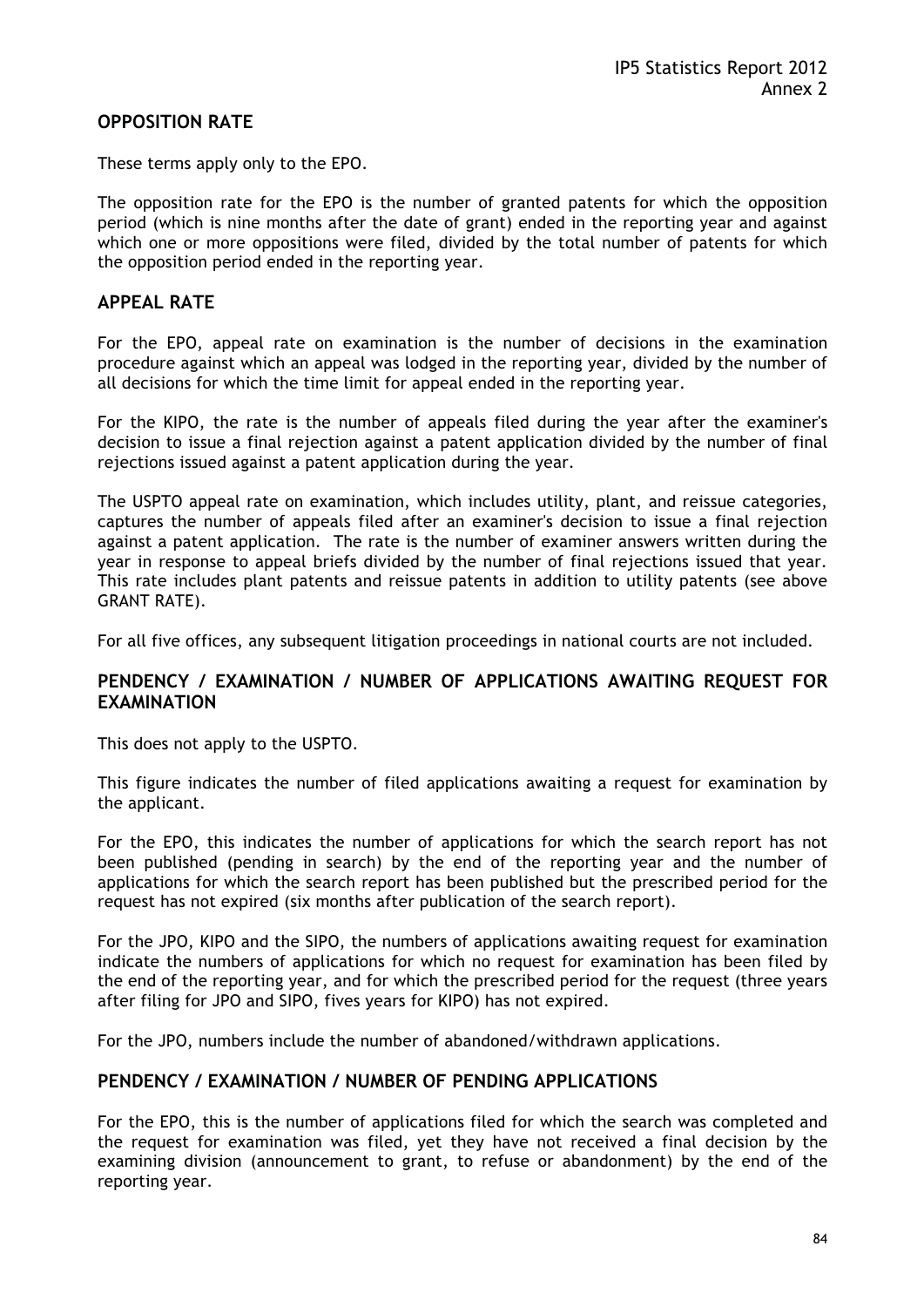## OPPOSITION RATE

These terms apply only to the EPO.

The opposition rate for the EPO is the number of granted patents for which the opposition period (which is nine months after the date of grant) ended in the reporting year and against which one or more oppositions were filed, divided by the total number of patents for which the opposition period ended in the reporting year.

## APPEAL RATE

For the EPO, appeal rate on examination is the number of decisions in the examination procedure against which an appeal was lodged in the reporting year, divided by the number of all decisions for which the time limit for appeal ended in the reporting year.

For the KIPO, the rate is the number of appeals filed during the year after the examiner's decision to issue a final rejection against a patent application divided by the number of final rejections issued against a patent application during the year.

The USPTO appeal rate on examination, which includes utility, plant, and reissue categories, captures the number of appeals filed after an examiner's decision to issue a final rejection against a patent application. The rate is the number of examiner answers written during the year in response to appeal briefs divided by the number of final rejections issued that year. This rate includes plant patents and reissue patents in addition to utility patents (see above GRANT RATE).

For all five offices, any subsequent litigation proceedings in national courts are not included.

## PENDENCY / EXAMINATION / NUMBER OF APPLICATIONS AWAITING REQUEST FOR EXAMINATION

This does not apply to the USPTO.

This figure indicates the number of filed applications awaiting a request for examination by the applicant.

For the EPO, this indicates the number of applications for which the search report has not been published (pending in search) by the end of the reporting year and the number of applications for which the search report has been published but the prescribed period for the request has not expired (six months after publication of the search report).

For the JPO, KIPO and the SIPO, the numbers of applications awaiting request for examination indicate the numbers of applications for which no request for examination has been filed by the end of the reporting year, and for which the prescribed period for the request (three years after filing for JPO and SIPO, fives years for KIPO) has not expired.

For the JPO, numbers include the number of abandoned/withdrawn applications.

## PENDENCY / EXAMINATION / NUMBER OF PENDING APPLICATIONS

For the EPO, this is the number of applications filed for which the search was completed and the request for examination was filed, yet they have not received a final decision by the examining division (announcement to grant, to refuse or abandonment) by the end of the reporting year.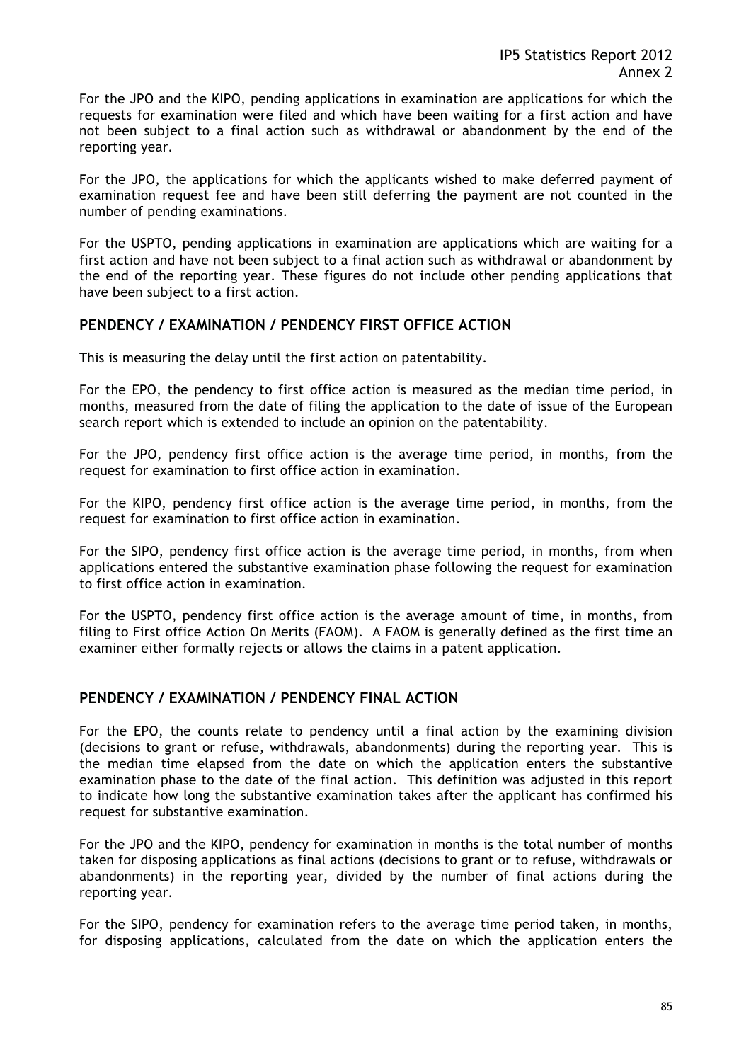For the JPO and the KIPO, pending applications in examination are applications for which the requests for examination were filed and which have been waiting for a first action and have not been subject to a final action such as withdrawal or abandonment by the end of the reporting year.

For the JPO, the applications for which the applicants wished to make deferred payment of examination request fee and have been still deferring the payment are not counted in the number of pending examinations.

For the USPTO, pending applications in examination are applications which are waiting for a first action and have not been subject to a final action such as withdrawal or abandonment by the end of the reporting year. These figures do not include other pending applications that have been subject to a first action.

## PENDENCY / EXAMINATION / PENDENCY FIRST OFFICE ACTION

This is measuring the delay until the first action on patentability.

For the EPO, the pendency to first office action is measured as the median time period, in months, measured from the date of filing the application to the date of issue of the European search report which is extended to include an opinion on the patentability.

For the JPO, pendency first office action is the average time period, in months, from the request for examination to first office action in examination.

For the KIPO, pendency first office action is the average time period, in months, from the request for examination to first office action in examination.

For the SIPO, pendency first office action is the average time period, in months, from when applications entered the substantive examination phase following the request for examination to first office action in examination.

For the USPTO, pendency first office action is the average amount of time, in months, from filing to First office Action On Merits (FAOM). A FAOM is generally defined as the first time an examiner either formally rejects or allows the claims in a patent application.

## PENDENCY / EXAMINATION / PENDENCY FINAL ACTION

For the EPO, the counts relate to pendency until a final action by the examining division (decisions to grant or refuse, withdrawals, abandonments) during the reporting year. This is the median time elapsed from the date on which the application enters the substantive examination phase to the date of the final action. This definition was adjusted in this report to indicate how long the substantive examination takes after the applicant has confirmed his request for substantive examination.

For the JPO and the KIPO, pendency for examination in months is the total number of months taken for disposing applications as final actions (decisions to grant or to refuse, withdrawals or abandonments) in the reporting year, divided by the number of final actions during the reporting year.

For the SIPO, pendency for examination refers to the average time period taken, in months, for disposing applications, calculated from the date on which the application enters the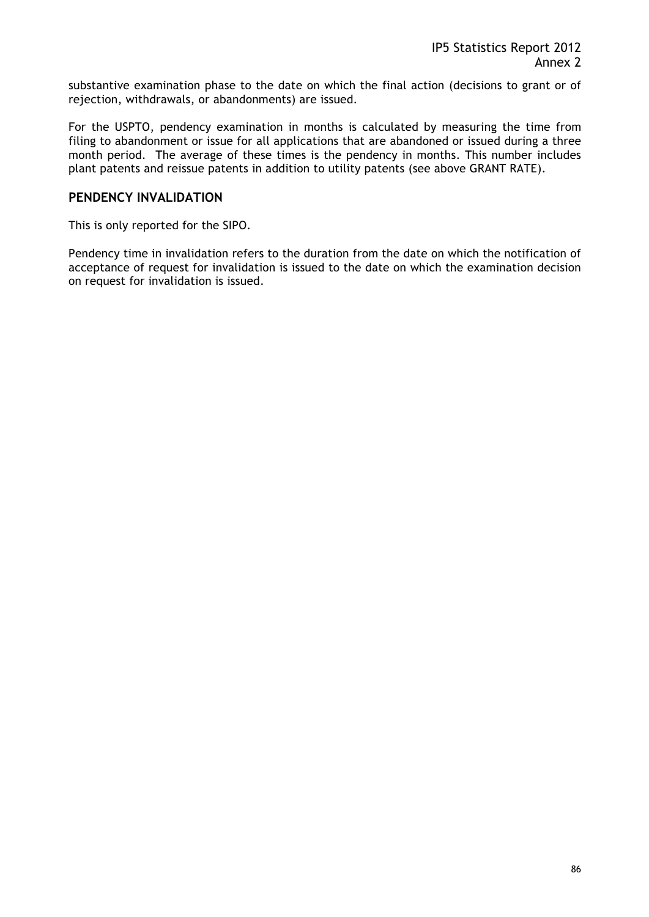substantive examination phase to the date on which the final action (decisions to grant or of rejection, withdrawals, or abandonments) are issued.

For the USPTO, pendency examination in months is calculated by measuring the time from filing to abandonment or issue for all applications that are abandoned or issued during a three month period. The average of these times is the pendency in months. This number includes plant patents and reissue patents in addition to utility patents (see above GRANT RATE).

## PENDENCY INVALIDATION

This is only reported for the SIPO.

Pendency time in invalidation refers to the duration from the date on which the notification of acceptance of request for invalidation is issued to the date on which the examination decision on request for invalidation is issued.